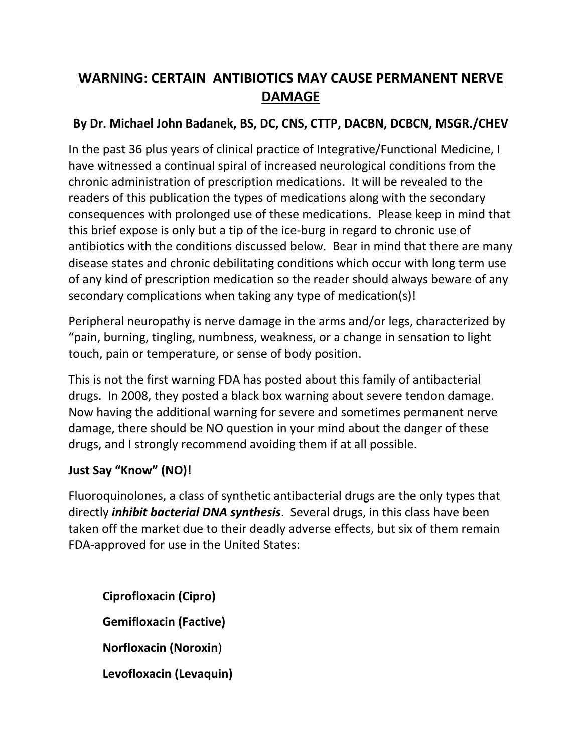# WARNING: CERTAIN ANTIBIOTICS MAY CAUSE PERMANENT NERVE DAMAGE

**By Dr. Michael John Badanek, BS, DC, CNS, CTTP, DACBN, DCBCN, MSGR./CHEV**

In the past 36 plus years of clinical practice of Integrative/Functional Medicine, I have witnessed a continual spiral of increased neurological conditions from the chronic administration of prescription medications. It will be revealed to the readers of this publication the types of medications along with the secondary consequences with prolonged use of these medications. Please keep in mind that this brief expose is only but a tip of the ice-burg in regard to chronic use of antibiotics with the conditions discussed below. Bear in mind that there are many disease states and chronic debilitating conditions which occur with long term use of any kind of prescription medication so the reader should always beware of any secondary complications when taking any type of medication(s)!

Peripheral neuropathy is nerve damage in the arms and/or legs, characterized by "pain, burning, tingling, numbness, weakness, or a change in sensation to light touch, pain or temperature, or sense of body position.

This is not the first warning FDA has posted about this family of antibacterial drugs. In 2008, they posted a black box warning about severe tendon damage. Now having the additional warning for severe and sometimes permanent nerve damage, there should be NO question in your mind about the danger of these drugs, and I strongly recommend avoiding them if at all possible.

**Just Say "Know" (NO)!**

Fluoroquinolones, a class of synthetic antibacterial drugs are the only types that directly ***inhibit bacterial DNA synthesis***. Several drugs, in this class have been taken off the market due to their deadly adverse effects, but six of them remain FDA-approved for use in the United States:

- **Ciprofloxacin (Cipro)**
- **Gemifloxacin (Factive)**
- **Norfloxacin (Noroxin)**
- **Levofloxacin (Levaquin)**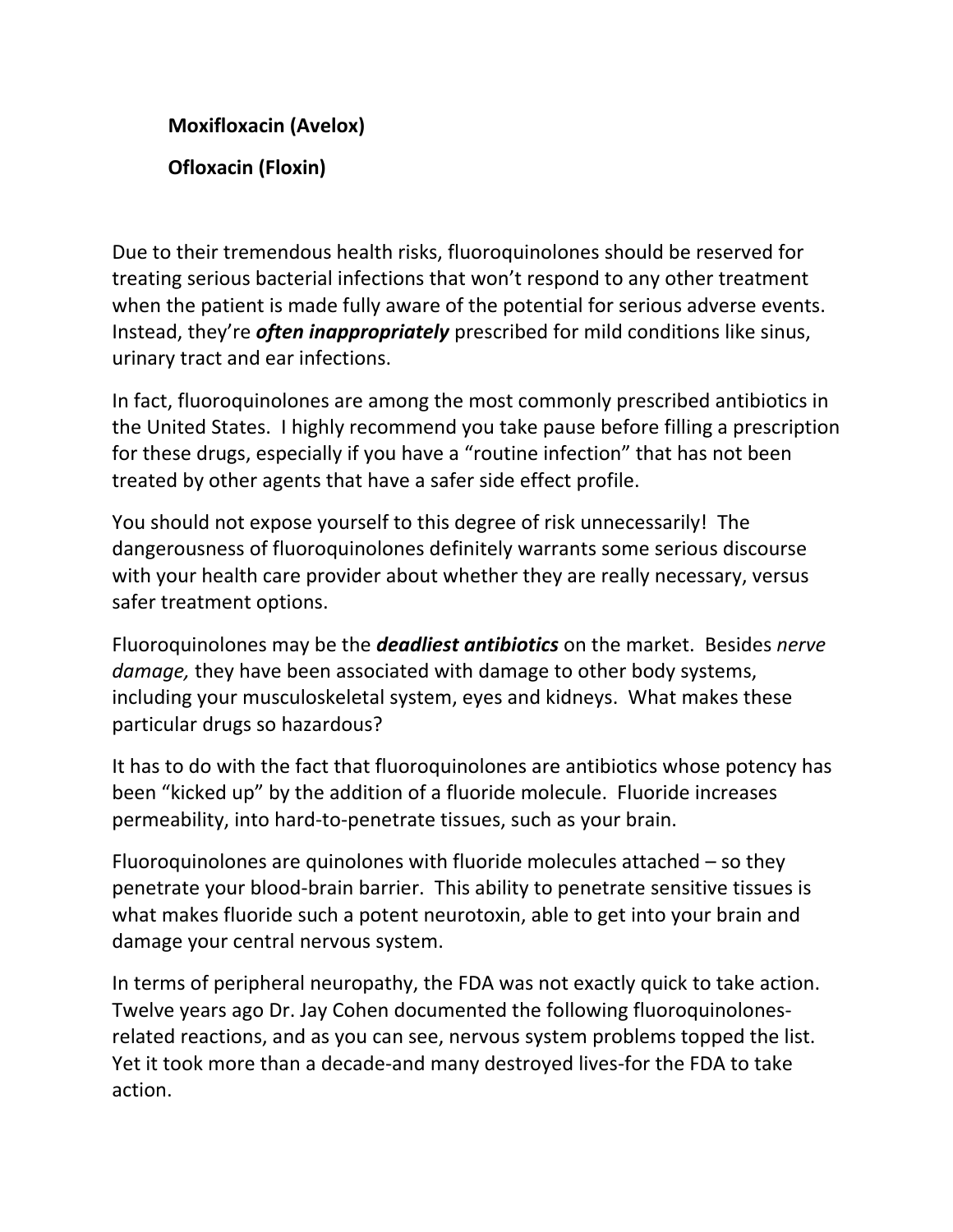**Moxifloxacin (Avelox)**

**Ofloxacin (Floxin)**

Due to their tremendous health risks, fluoroquinolones should be reserved for treating serious bacterial infections that won't respond to any other treatment when the patient is made fully aware of the potential for serious adverse events. Instead, they're ***often inappropriately*** prescribed for mild conditions like sinus, urinary tract and ear infections.

In fact, fluoroquinolones are among the most commonly prescribed antibiotics in the United States. I highly recommend you take pause before filling a prescription for these drugs, especially if you have a "routine infection" that has not been treated by other agents that have a safer side effect profile.

You should not expose yourself to this degree of risk unnecessarily! The dangerousness of fluoroquinolones definitely warrants some serious discourse with your health care provider about whether they are really necessary, versus safer treatment options.

Fluoroquinolones may be the ***deadliest antibiotics*** on the market. Besides *nerve damage,* they have been associated with damage to other body systems, including your musculoskeletal system, eyes and kidneys. What makes these particular drugs so hazardous?

It has to do with the fact that fluoroquinolones are antibiotics whose potency has been "kicked up" by the addition of a fluoride molecule. Fluoride increases permeability, into hard-to-penetrate tissues, such as your brain.

Fluoroquinolones are quinolones with fluoride molecules attached – so they penetrate your blood-brain barrier. This ability to penetrate sensitive tissues is what makes fluoride such a potent neurotoxin, able to get into your brain and damage your central nervous system.

In terms of peripheral neuropathy, the FDA was not exactly quick to take action. Twelve years ago Dr. Jay Cohen documented the following fluoroquinolones-related reactions, and as you can see, nervous system problems topped the list. Yet it took more than a decade-and many destroyed lives-for the FDA to take action.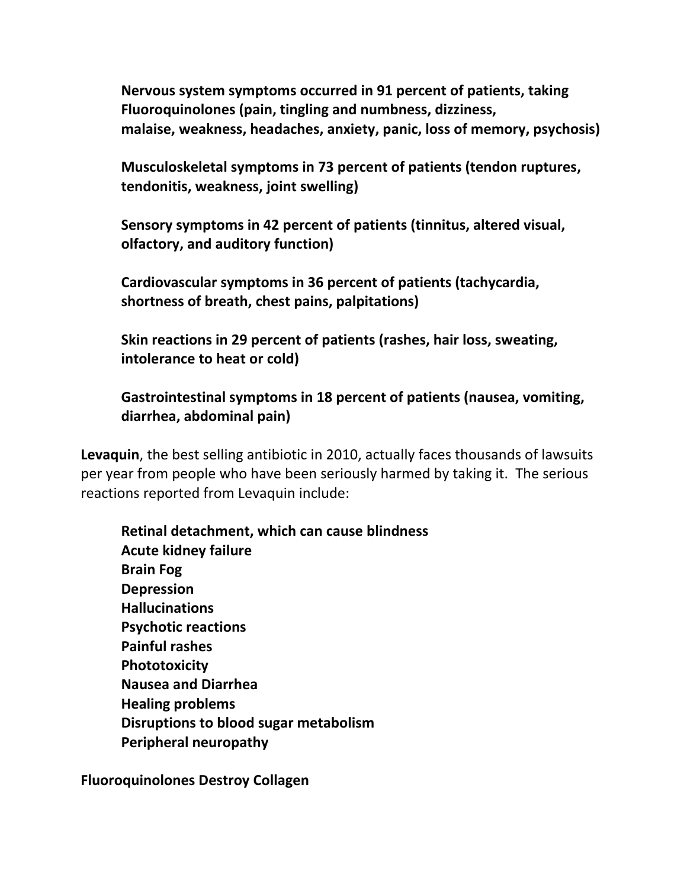**Nervous system symptoms occurred in 91 percent of patients, taking Fluoroquinolones (pain, tingling and numbness, dizziness, malaise, weakness, headaches, anxiety, panic, loss of memory, psychosis)**

**Musculoskeletal symptoms in 73 percent of patients (tendon ruptures, tendonitis, weakness, joint swelling)**

**Sensory symptoms in 42 percent of patients (tinnitus, altered visual, olfactory, and auditory function)**

**Cardiovascular symptoms in 36 percent of patients (tachycardia, shortness of breath, chest pains, palpitations)**

**Skin reactions in 29 percent of patients (rashes, hair loss, sweating, intolerance to heat or cold)**

**Gastrointestinal symptoms in 18 percent of patients (nausea, vomiting, diarrhea, abdominal pain)**

**Levaquin**, the best selling antibiotic in 2010, actually faces thousands of lawsuits per year from people who have been seriously harmed by taking it. The serious reactions reported from Levaquin include:

**Retinal detachment, which can cause blindness**
**Acute kidney failure**
**Brain Fog**
**Depression**
**Hallucinations**
**Psychotic reactions**
**Painful rashes**
**Phototoxicity**
**Nausea and Diarrhea**
**Healing problems**
**Disruptions to blood sugar metabolism**
**Peripheral neuropathy**

**Fluoroquinolones Destroy Collagen**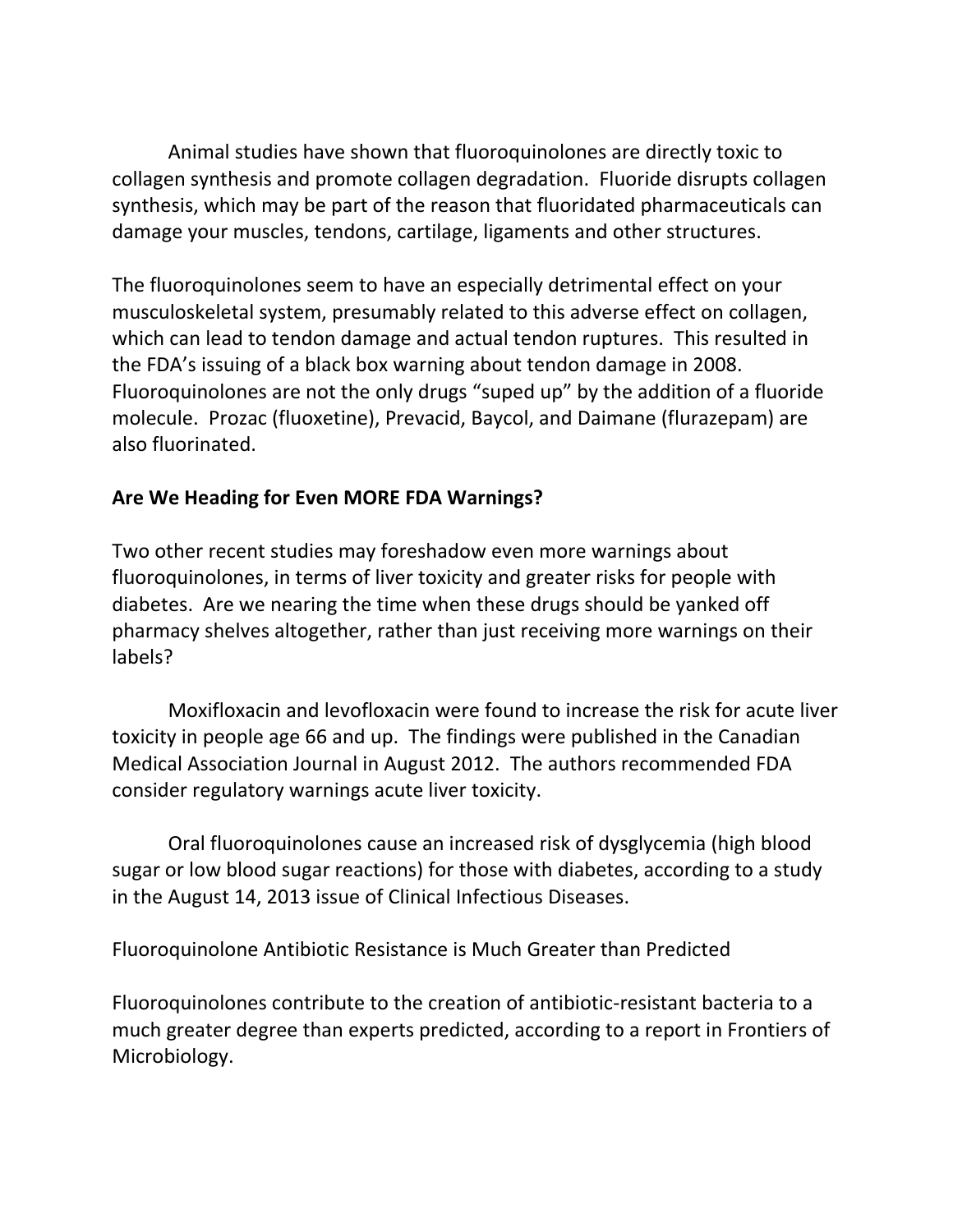Animal studies have shown that fluoroquinolones are directly toxic to collagen synthesis and promote collagen degradation. Fluoride disrupts collagen synthesis, which may be part of the reason that fluoridated pharmaceuticals can damage your muscles, tendons, cartilage, ligaments and other structures.

The fluoroquinolones seem to have an especially detrimental effect on your musculoskeletal system, presumably related to this adverse effect on collagen, which can lead to tendon damage and actual tendon ruptures. This resulted in the FDA's issuing of a black box warning about tendon damage in 2008. Fluoroquinolones are not the only drugs "suped up" by the addition of a fluoride molecule. Prozac (fluoxetine), Prevacid, Baycol, and Daimane (flurazepam) are also fluorinated.

**Are We Heading for Even MORE FDA Warnings?**

Two other recent studies may foreshadow even more warnings about fluoroquinolones, in terms of liver toxicity and greater risks for people with diabetes. Are we nearing the time when these drugs should be yanked off pharmacy shelves altogether, rather than just receiving more warnings on their labels?

Moxifloxacin and levofloxacin were found to increase the risk for acute liver toxicity in people age 66 and up. The findings were published in the Canadian Medical Association Journal in August 2012. The authors recommended FDA consider regulatory warnings acute liver toxicity.

Oral fluoroquinolones cause an increased risk of dysglycemia (high blood sugar or low blood sugar reactions) for those with diabetes, according to a study in the August 14, 2013 issue of Clinical Infectious Diseases.

Fluoroquinolone Antibiotic Resistance is Much Greater than Predicted

Fluoroquinolones contribute to the creation of antibiotic-resistant bacteria to a much greater degree than experts predicted, according to a report in Frontiers of Microbiology.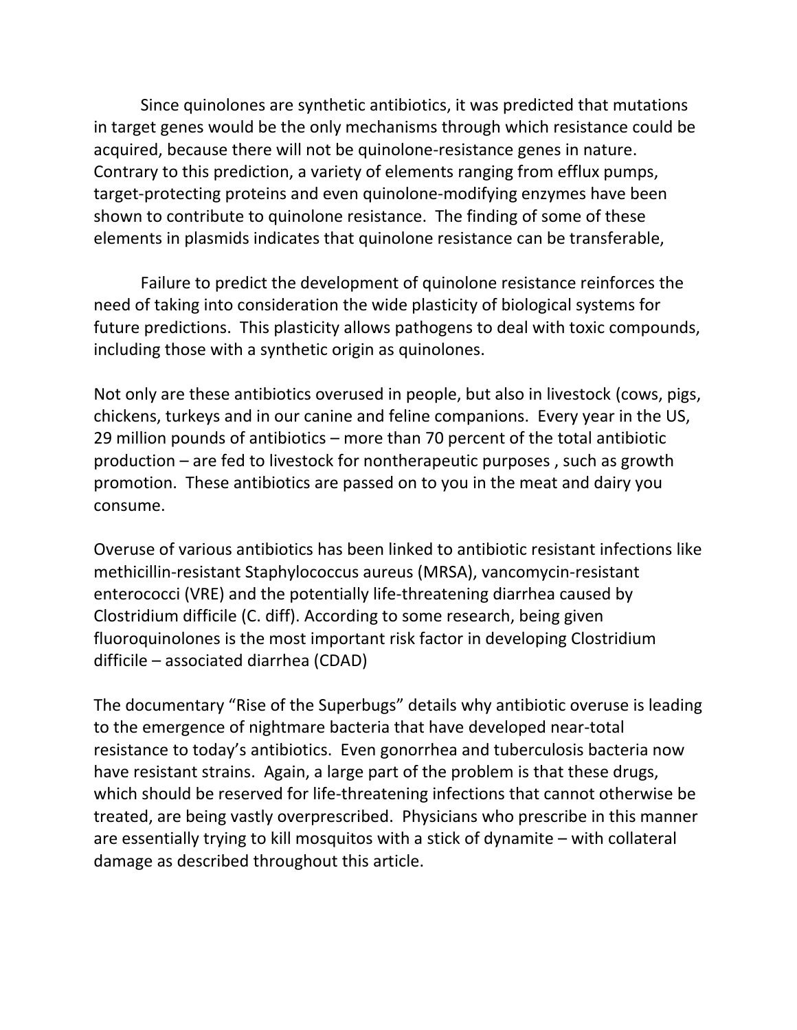Since quinolones are synthetic antibiotics, it was predicted that mutations in target genes would be the only mechanisms through which resistance could be acquired, because there will not be quinolone-resistance genes in nature. Contrary to this prediction, a variety of elements ranging from efflux pumps, target-protecting proteins and even quinolone-modifying enzymes have been shown to contribute to quinolone resistance. The finding of some of these elements in plasmids indicates that quinolone resistance can be transferable,

Failure to predict the development of quinolone resistance reinforces the need of taking into consideration the wide plasticity of biological systems for future predictions. This plasticity allows pathogens to deal with toxic compounds, including those with a synthetic origin as quinolones.

Not only are these antibiotics overused in people, but also in livestock (cows, pigs, chickens, turkeys and in our canine and feline companions. Every year in the US, 29 million pounds of antibiotics – more than 70 percent of the total antibiotic production – are fed to livestock for nontherapeutic purposes , such as growth promotion. These antibiotics are passed on to you in the meat and dairy you consume.

Overuse of various antibiotics has been linked to antibiotic resistant infections like methicillin-resistant Staphylococcus aureus (MRSA), vancomycin-resistant enterococci (VRE) and the potentially life-threatening diarrhea caused by Clostridium difficile (C. diff). According to some research, being given fluoroquinolones is the most important risk factor in developing Clostridium difficile – associated diarrhea (CDAD)

The documentary "Rise of the Superbugs" details why antibiotic overuse is leading to the emergence of nightmare bacteria that have developed near-total resistance to today's antibiotics. Even gonorrhea and tuberculosis bacteria now have resistant strains. Again, a large part of the problem is that these drugs, which should be reserved for life-threatening infections that cannot otherwise be treated, are being vastly overprescribed. Physicians who prescribe in this manner are essentially trying to kill mosquitos with a stick of dynamite – with collateral damage as described throughout this article.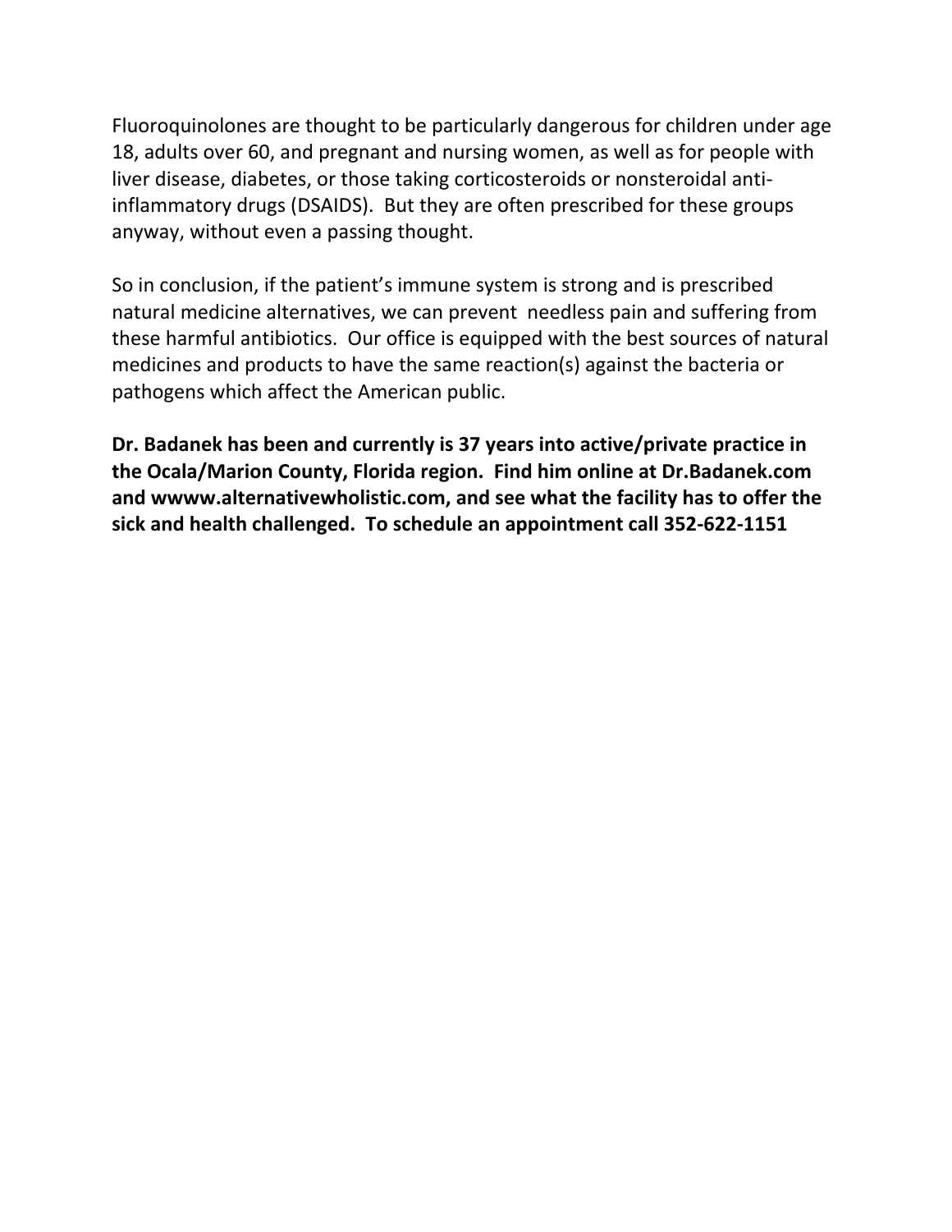Fluoroquinolones are thought to be particularly dangerous for children under age 18, adults over 60, and pregnant and nursing women, as well as for people with liver disease, diabetes, or those taking corticosteroids or nonsteroidal anti-inflammatory drugs (DSAIDS). But they are often prescribed for these groups anyway, without even a passing thought.

So in conclusion, if the patient's immune system is strong and is prescribed natural medicine alternatives, we can prevent needless pain and suffering from these harmful antibiotics. Our office is equipped with the best sources of natural medicines and products to have the same reaction(s) against the bacteria or pathogens which affect the American public.

**Dr. Badanek has been and currently is 37 years into active/private practice in the Ocala/Marion County, Florida region. Find him online at Dr.Badanek.com and wwww.alternativewholistic.com, and see what the facility has to offer the sick and health challenged. To schedule an appointment call 352-622-1151**